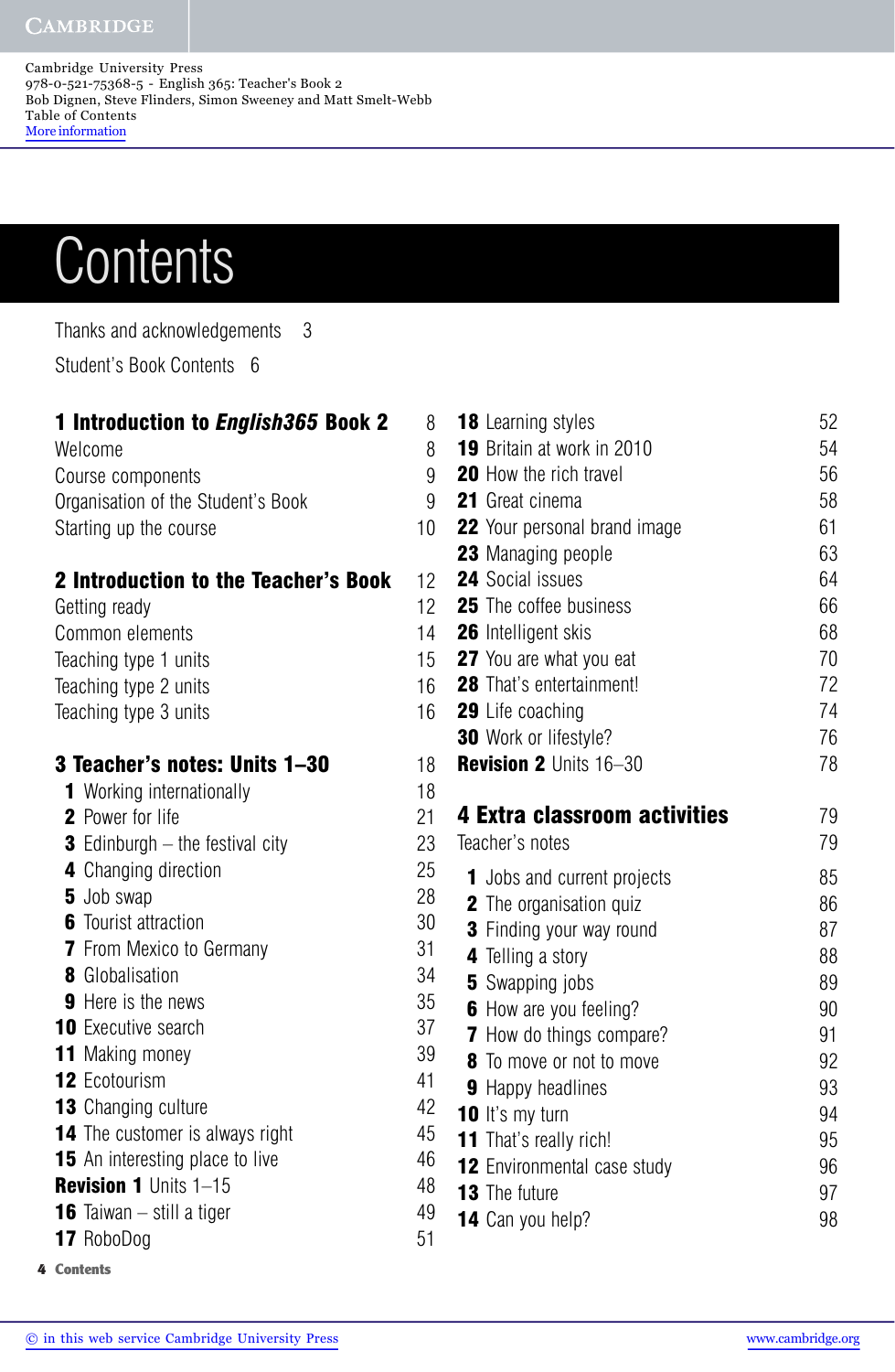Cambridge University Press
978-0-521-75368-5 - English 365: Teacher's Book 2
Bob Dignen, Steve Flinders, Simon Sweeney and Matt Smelt-Webb
Table of Contents
More information

# Contents

Thanks and acknowledgements 3

Student's Book Contents 6

**1 Introduction to *English365* Book 2** 8

Welcome 8
Course components 9
Organisation of the Student's Book 9
Starting up the course 10

**2 Introduction to the Teacher's Book** 12

Getting ready 12
Common elements 14
Teaching type 1 units 15
Teaching type 2 units 16
Teaching type 3 units 16

**3 Teacher's notes: Units 1–30** 18

**1** Working internationally 18
**2** Power for life 21
**3** Edinburgh – the festival city 23
**4** Changing direction 25
**5** Job swap 28
**6** Tourist attraction 30
**7** From Mexico to Germany 31
**8** Globalisation 34
**9** Here is the news 35
**10** Executive search 37
**11** Making money 39
**12** Ecotourism 41
**13** Changing culture 42
**14** The customer is always right 45
**15** An interesting place to live 46
**Revision 1** Units 1–15 48
**16** Taiwan – still a tiger 49
**17** RoboDog 51
**18** Learning styles 52
**19** Britain at work in 2010 54
**20** How the rich travel 56
**21** Great cinema 58
**22** Your personal brand image 61
**23** Managing people 63
**24** Social issues 64
**25** The coffee business 66
**26** Intelligent skis 68
**27** You are what you eat 70
**28** That's entertainment! 72
**29** Life coaching 74
**30** Work or lifestyle? 76
**Revision 2** Units 16–30 78

**4 Extra classroom activities** 79

Teacher's notes 79

**1** Jobs and current projects 85
**2** The organisation quiz 86
**3** Finding your way round 87
**4** Telling a story 88
**5** Swapping jobs 89
**6** How are you feeling? 90
**7** How do things compare? 91
**8** To move or not to move 92
**9** Happy headlines 93
**10** It's my turn 94
**11** That's really rich! 95
**12** Environmental case study 96
**13** The future 97
**14** Can you help? 98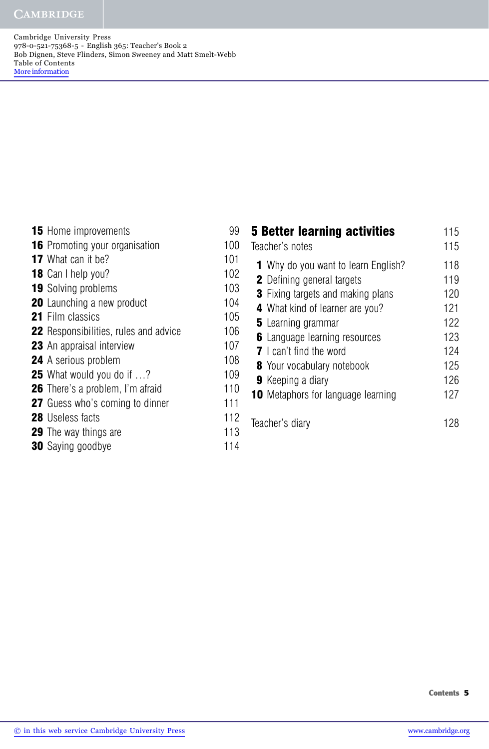**15** Home improvements 99
**16** Promoting your organisation 100
**17** What can it be? 101
**18** Can I help you? 102
**19** Solving problems 103
**20** Launching a new product 104
**21** Film classics 105
**22** Responsibilities, rules and advice 106
**23** An appraisal interview 107
**24** A serious problem 108
**25** What would you do if …? 109
**26** There's a problem, I'm afraid 110
**27** Guess who's coming to dinner 111
**28** Useless facts 112
**29** The way things are 113
**30** Saying goodbye 114

## 5 Better learning activities 115

Teacher's notes 115

**1** Why do you want to learn English? 118
**2** Defining general targets 119
**3** Fixing targets and making plans 120
**4** What kind of learner are you? 121
**5** Learning grammar 122
**6** Language learning resources 123
**7** I can't find the word 124
**8** Your vocabulary notebook 125
**9** Keeping a diary 126
**10** Metaphors for language learning 127

Teacher's diary 128